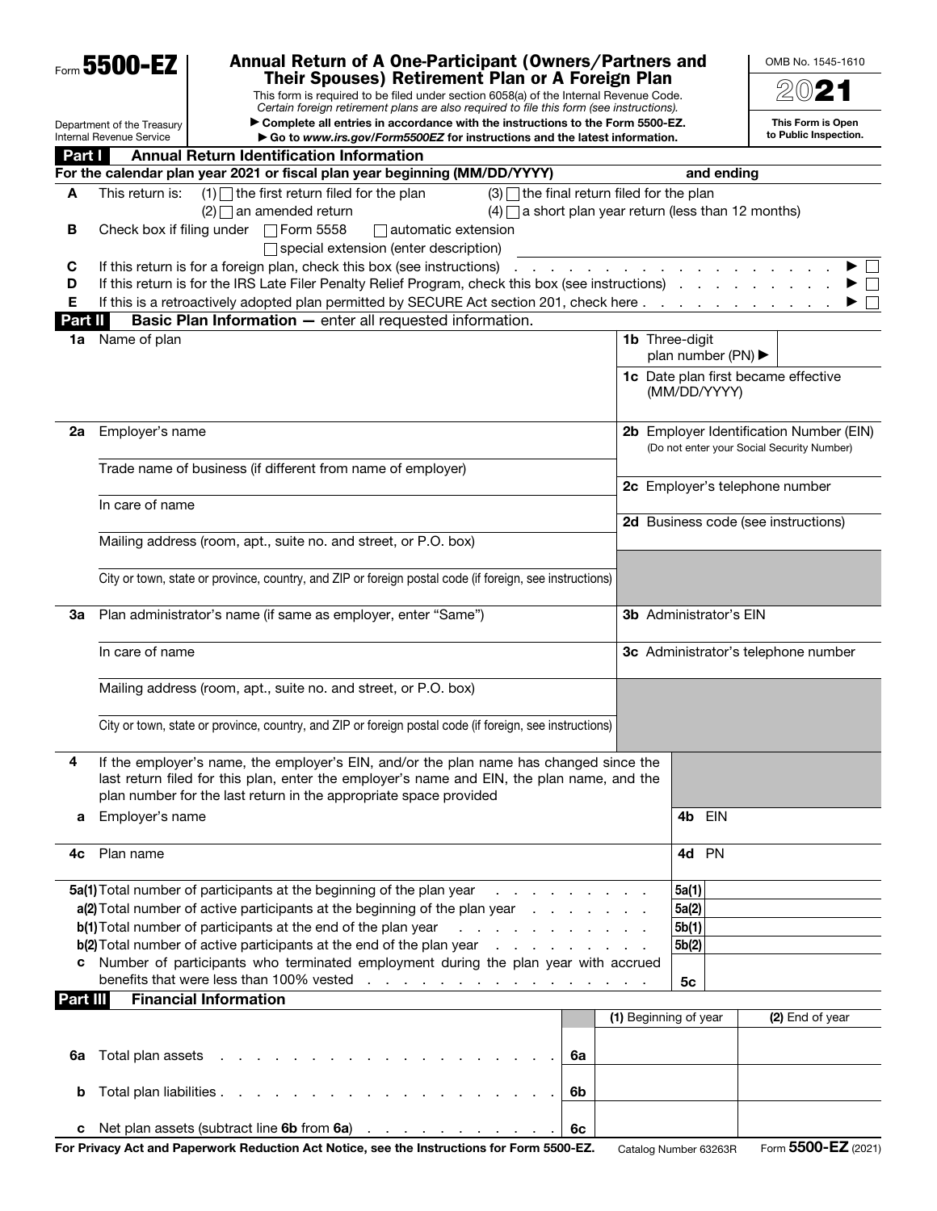Form **5500-EZ**

Department of the Treasury
Internal Revenue Service

# Annual Return of A One-Participant (Owners/Partners and Their Spouses) Retirement Plan or A Foreign Plan

This form is required to be filed under section 6058(a) of the Internal Revenue Code.
*Certain foreign retirement plans are also required to file this form (see instructions).*
▶ **Complete all entries in accordance with the instructions to the Form 5500-EZ.**
▶ **Go to *www.irs.gov/Form5500EZ* for instructions and the latest information.**

OMB No. 1545-1610

**2021**

**This Form is Open to Public Inspection.**

## Part I — Annual Return Identification Information

**For the calendar plan year 2021 or fiscal plan year beginning (MM/DD/YYYY)** __________ **and ending** __________

**A** This return is: (1) ☐ the first return filed for the plan (3) ☐ the final return filed for the plan
(2) ☐ an amended return (4) ☐ a short plan year return (less than 12 months)

**B** Check box if filing under ☐ Form 5558 ☐ automatic extension
☐ special extension (enter description)

**C** If this return is for a foreign plan, check this box (see instructions) . . . ▶ ☐

**D** If this return is for the IRS Late Filer Penalty Relief Program, check this box (see instructions) . . . ▶ ☐

**E** If this is a retroactively adopted plan permitted by SECURE Act section 201, check here . . . ▶ ☐

## Part II — Basic Plan Information — enter all requested information.

**1a** Name of plan

**1b** Three-digit plan number (PN) ▶

**1c** Date plan first became effective (MM/DD/YYYY)

**2a** Employer's name

Trade name of business (if different from name of employer)

In care of name

Mailing address (room, apt., suite no. and street, or P.O. box)

City or town, state or province, country, and ZIP or foreign postal code (if foreign, see instructions)

**2b** Employer Identification Number (EIN) (Do not enter your Social Security Number)

**2c** Employer's telephone number

**2d** Business code (see instructions)

**3a** Plan administrator's name (if same as employer, enter "Same")

In care of name

Mailing address (room, apt., suite no. and street, or P.O. box)

City or town, state or province, country, and ZIP or foreign postal code (if foreign, see instructions)

**3b** Administrator's EIN

**3c** Administrator's telephone number

**4** If the employer's name, the employer's EIN, and/or the plan name has changed since the last return filed for this plan, enter the employer's name and EIN, the plan name, and the plan number for the last return in the appropriate space provided

**a** Employer's name **4b** EIN

**4c** Plan name **4d** PN

| | | | |
|---|---|---|---|
| **5a(1)** | Total number of participants at the beginning of the plan year . . . | **5a(1)** | |
| **a(2)** | Total number of active participants at the beginning of the plan year . . . | **5a(2)** | |
| **b(1)** | Total number of participants at the end of the plan year . . . | **5b(1)** | |
| **b(2)** | Total number of active participants at the end of the plan year . . . | **5b(2)** | |
| **c** | Number of participants who terminated employment during the plan year with accrued benefits that were less than 100% vested . . . | **5c** | |

## Part III — Financial Information

| | | | (1) Beginning of year | (2) End of year |
|---|---|---|---|---|
| **6a** | Total plan assets . . . | **6a** | | |
| **b** | Total plan liabilities . . . | **6b** | | |
| **c** | Net plan assets (subtract line **6b** from **6a**) . . . | **6c** | | |

**For Privacy Act and Paperwork Reduction Act Notice, see the Instructions for Form 5500-EZ.** Catalog Number 63263R Form **5500-EZ** (2021)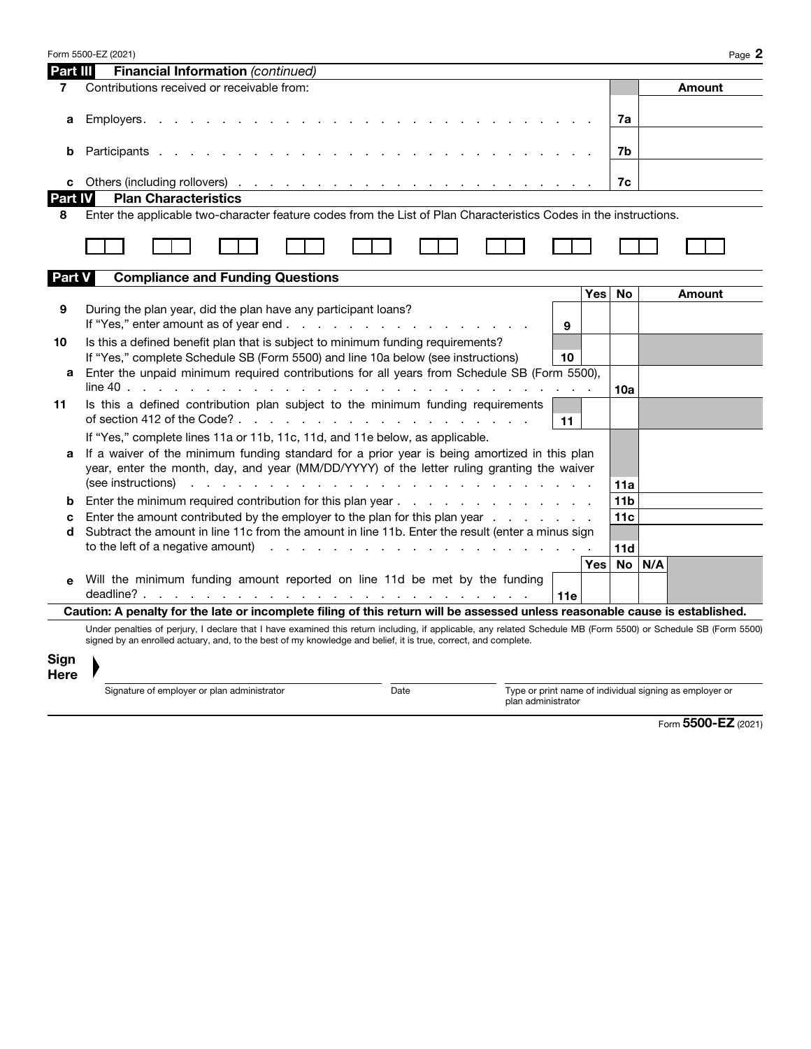## Part III Financial Information *(continued)*

| | | | Amount |
|---|---|---|---|
| **7** | Contributions received or receivable from: | | |
| **a** | Employers | 7a | |
| **b** | Participants | 7b | |
| **c** | Others (including rollovers) | 7c | |

## Part IV Plan Characteristics

**8** Enter the applicable two-character feature codes from the List of Plan Characteristics Codes in the instructions.

| | | | | | | | | | |
|---|---|---|---|---|---|---|---|---|---|
| | | | | | | | | | |

## Part V Compliance and Funding Questions

| | | | Yes | No | Amount |
|---|---|---|---|---|---|
| **9** | During the plan year, did the plan have any participant loans? If "Yes," enter amount as of year end | 9 | | | |
| **10** | Is this a defined benefit plan that is subject to minimum funding requirements? If "Yes," complete Schedule SB (Form 5500) and line 10a below (see instructions) | 10 | | | |
| **a** | Enter the unpaid minimum required contributions for all years from Schedule SB (Form 5500), line 40 | | | 10a | |
| **11** | Is this a defined contribution plan subject to the minimum funding requirements of section 412 of the Code? | 11 | | | |
| | If "Yes," complete lines 11a or 11b, 11c, 11d, and 11e below, as applicable. | | | | |
| **a** | If a waiver of the minimum funding standard for a prior year is being amortized in this plan year, enter the month, day, and year (MM/DD/YYYY) of the letter ruling granting the waiver (see instructions) | | | 11a | |
| **b** | Enter the minimum required contribution for this plan year | | | 11b | |
| **c** | Enter the amount contributed by the employer to the plan for this plan year | | | 11c | |
| **d** | Subtract the amount in line 11c from the amount in line 11b. Enter the result (enter a minus sign to the left of a negative amount) | | | 11d | |

| | | | Yes | No | N/A |
|---|---|---|---|---|---|
| **e** | Will the minimum funding amount reported on line 11d be met by the funding deadline? | 11e | | | |

**Caution: A penalty for the late or incomplete filing of this return will be assessed unless reasonable cause is established.**

Under penalties of perjury, I declare that I have examined this return including, if applicable, any related Schedule MB (Form 5500) or Schedule SB (Form 5500) signed by an enrolled actuary, and, to the best of my knowledge and belief, it is true, correct, and complete.

**Sign Here**

Signature of employer or plan administrator | Date | Type or print name of individual signing as employer or plan administrator

Form **5500-EZ** (2021)